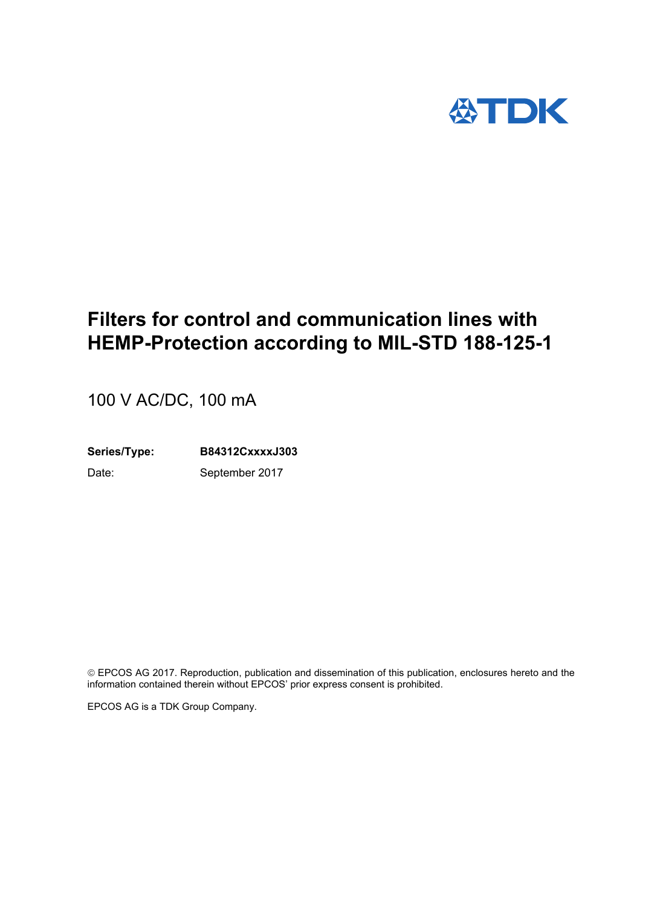TDK

# Filters for control and communication lines with HEMP-Protection according to MIL-STD 188-125-1

100 V AC/DC, 100 mA

**Series/Type:** **B84312CxxxxJ303**

Date: September 2017

© EPCOS AG 2017. Reproduction, publication and dissemination of this publication, enclosures hereto and the information contained therein without EPCOS' prior express consent is prohibited.

EPCOS AG is a TDK Group Company.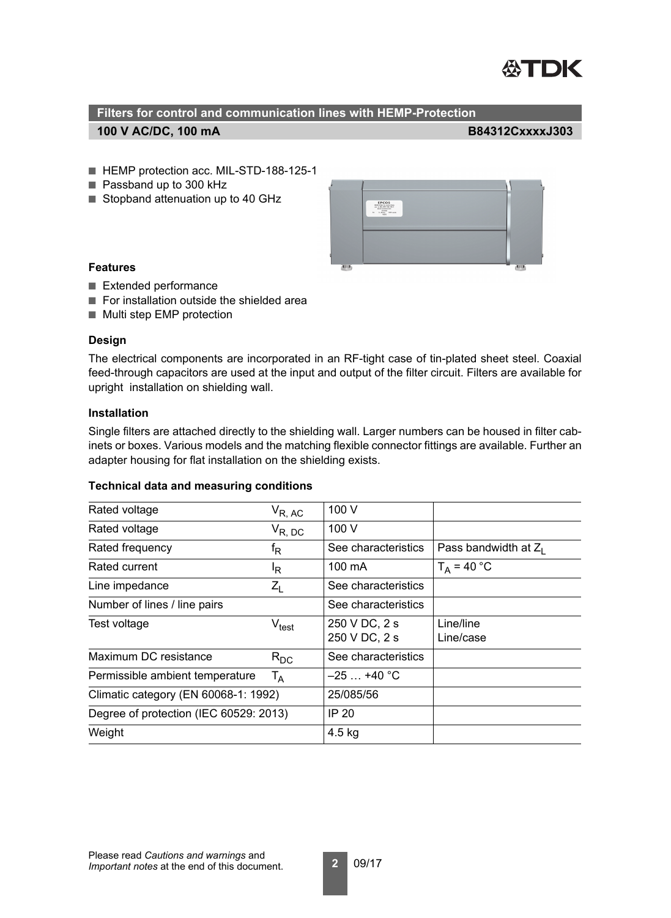## Filters for control and communication lines with HEMP-Protection

**100 V AC/DC, 100 mA** **B84312CxxxxJ303**

- HEMP protection acc. MIL-STD-188-125-1
- Passband up to 300 kHz
- Stopband attenuation up to 40 GHz

### Features

- Extended performance
- For installation outside the shielded area
- Multi step EMP protection

### Design

The electrical components are incorporated in an RF-tight case of tin-plated sheet steel. Coaxial feed-through capacitors are used at the input and output of the filter circuit. Filters are available for upright installation on shielding wall.

### Installation

Single filters are attached directly to the shielding wall. Larger numbers can be housed in filter cabinets or boxes. Various models and the matching flexible connector fittings are available. Further an adapter housing for flat installation on the shielding exists.

### Technical data and measuring conditions

| | | | |
|---|---|---|---|
| Rated voltage | $V_{R, AC}$ | 100 V | |
| Rated voltage | $V_{R, DC}$ | 100 V | |
| Rated frequency | $f_R$ | See characteristics | Pass bandwidth at $Z_L$ |
| Rated current | $I_R$ | 100 mA | $T_A$ = 40 °C |
| Line impedance | $Z_L$ | See characteristics | |
| Number of lines / line pairs | | See characteristics | |
| Test voltage | $V_{test}$ | 250 V DC, 2 s<br>250 V DC, 2 s | Line/line<br>Line/case |
| Maximum DC resistance | $R_{DC}$ | See characteristics | |
| Permissible ambient temperature | $T_A$ | –25 … +40 °C | |
| Climatic category (EN 60068-1: 1992) | | 25/085/56 | |
| Degree of protection (IEC 60529: 2013) | | IP 20 | |
| Weight | | 4.5 kg | |

Please read *Cautions and warnings* and *Important notes* at the end of this document.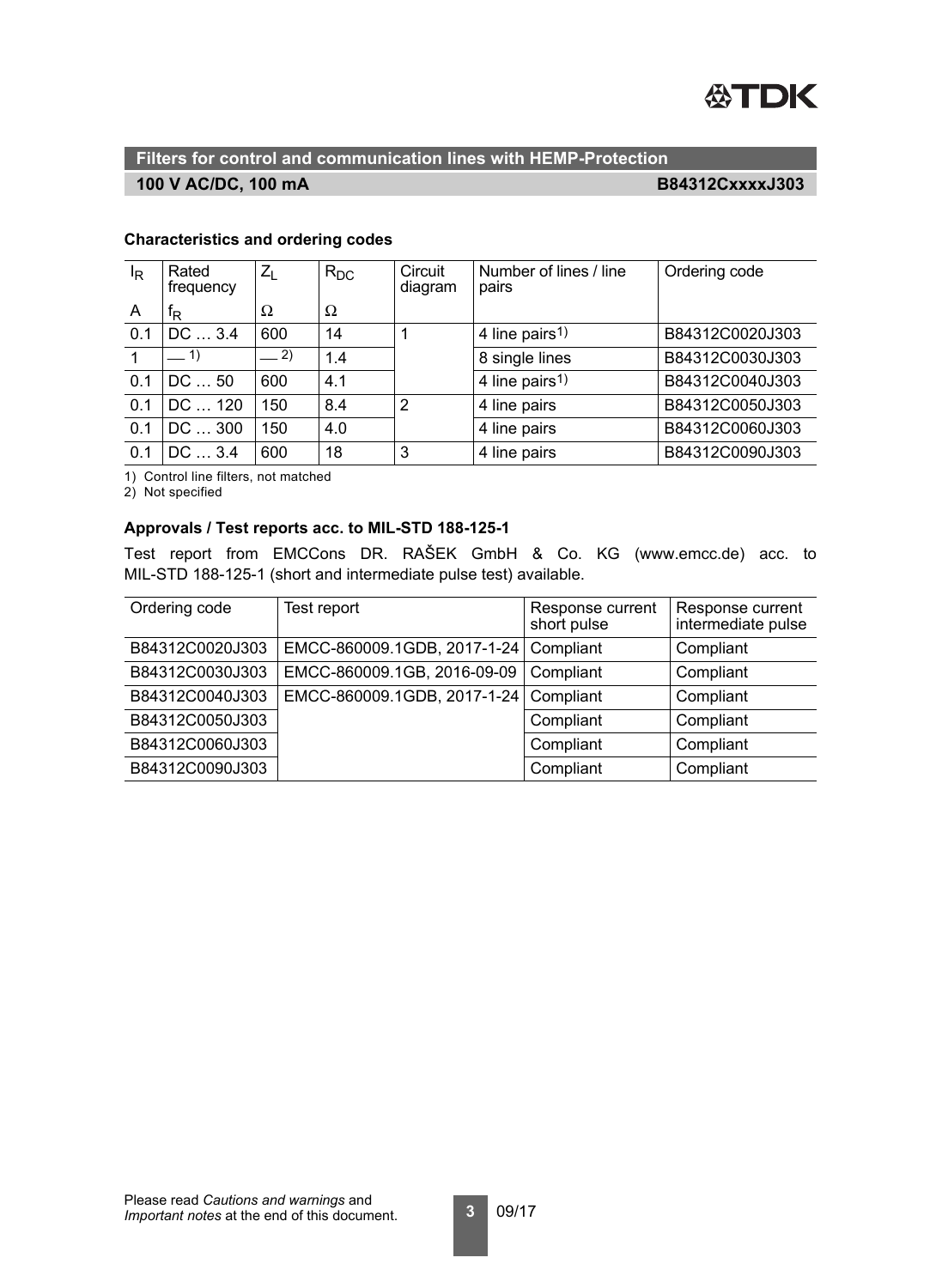**Filters for control and communication lines with HEMP-Protection**

**100 V AC/DC, 100 mA** **B84312CxxxxJ303**

### Characteristics and ordering codes

| $I_R$ | Rated frequency | $Z_L$ | $R_{DC}$ | Circuit diagram | Number of lines / line pairs | Ordering code |
|---|---|---|---|---|---|---|
| A | $f_R$ | Ω | Ω | | | |
| 0.1 | DC … 3.4 | 600 | 14 | 1 | 4 line pairs[1] | B84312C0020J303 |
| 1 | — [1] | — [2] | 1.4 | | 8 single lines | B84312C0030J303 |
| 0.1 | DC … 50 | 600 | 4.1 | | 4 line pairs[1] | B84312C0040J303 |
| 0.1 | DC … 120 | 150 | 8.4 | 2 | 4 line pairs | B84312C0050J303 |
| 0.1 | DC … 300 | 150 | 4.0 | | 4 line pairs | B84312C0060J303 |
| 0.1 | DC … 3.4 | 600 | 18 | 3 | 4 line pairs | B84312C0090J303 |

1) Control line filters, not matched
2) Not specified

### Approvals / Test reports acc. to MIL-STD 188-125-1

Test report from EMCCons DR. RAŠEK GmbH & Co. KG (www.emcc.de) acc. to MIL-STD 188-125-1 (short and intermediate pulse test) available.

| Ordering code | Test report | Response current short pulse | Response current intermediate pulse |
|---|---|---|---|
| B84312C0020J303 | EMCC-860009.1GDB, 2017-1-24 | Compliant | Compliant |
| B84312C0030J303 | EMCC-860009.1GB, 2016-09-09 | Compliant | Compliant |
| B84312C0040J303 | EMCC-860009.1GDB, 2017-1-24 | Compliant | Compliant |
| B84312C0050J303 | | Compliant | Compliant |
| B84312C0060J303 | | Compliant | Compliant |
| B84312C0090J303 | | Compliant | Compliant |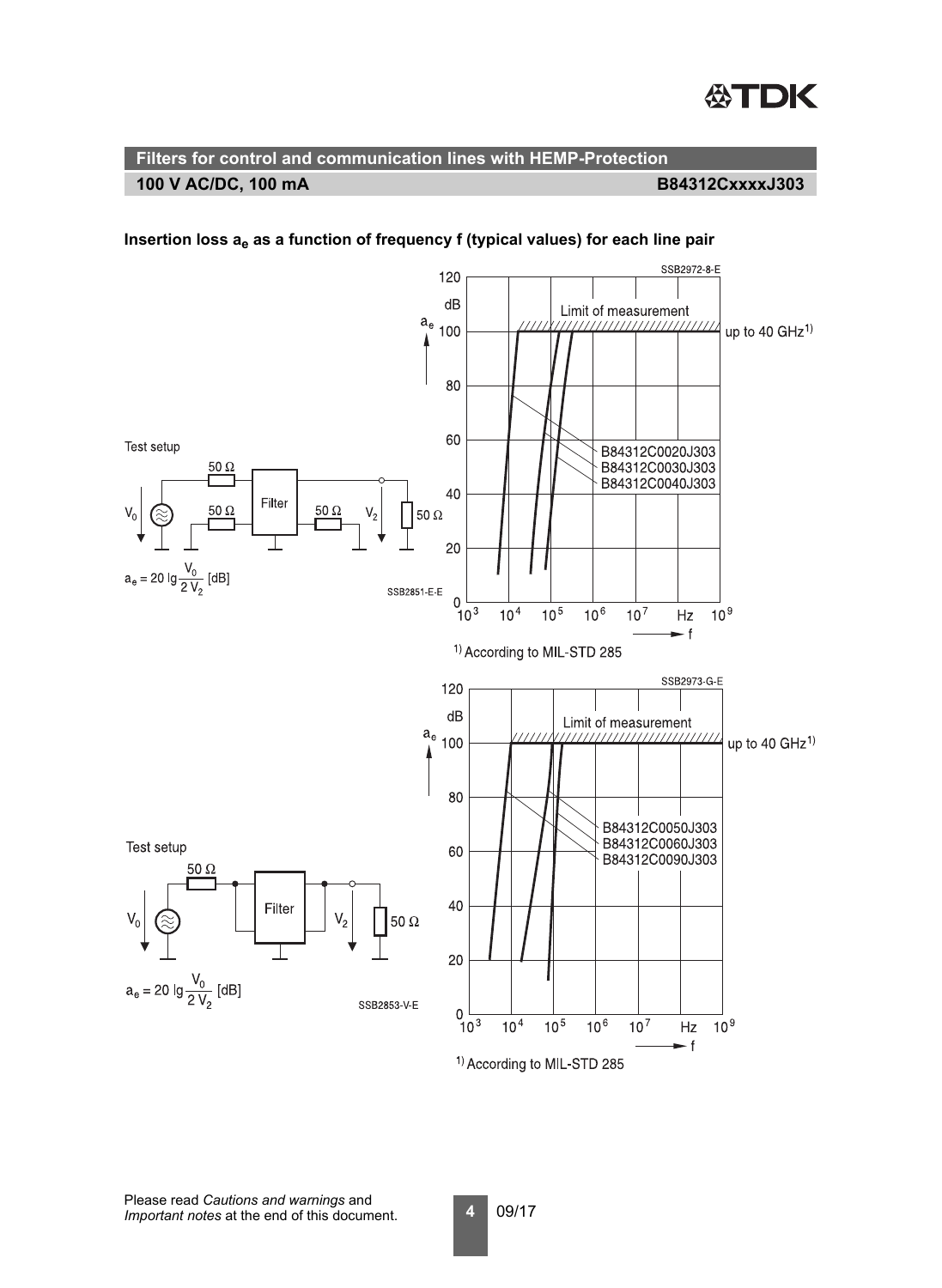## Filters for control and communication lines with HEMP-Protection

**100 V AC/DC, 100 mA** **B84312CxxxxJ303**

### Insertion loss $a_e$ as a function of frequency f (typical values) for each line pair

SSB2972-8-E

Test setup

$a_e = 20 \lg \frac{V_0}{2 V_2}$ [dB]

SSB2851-E-E

Limit of measurement — up to 40 GHz[1)]

B84312C0020J303
B84312C0030J303
B84312C0040J303

[1)] According to MIL-STD 285

SSB2973-G-E

Test setup

$a_e = 20 \lg \frac{V_0}{2 V_2}$ [dB]

SSB2853-V-E

Limit of measurement — up to 40 GHz[1)]

B84312C0050J303
B84312C0060J303
B84312C0090J303

[1)] According to MIL-STD 285

Please read *Cautions and warnings* and *Important notes* at the end of this document.

09/17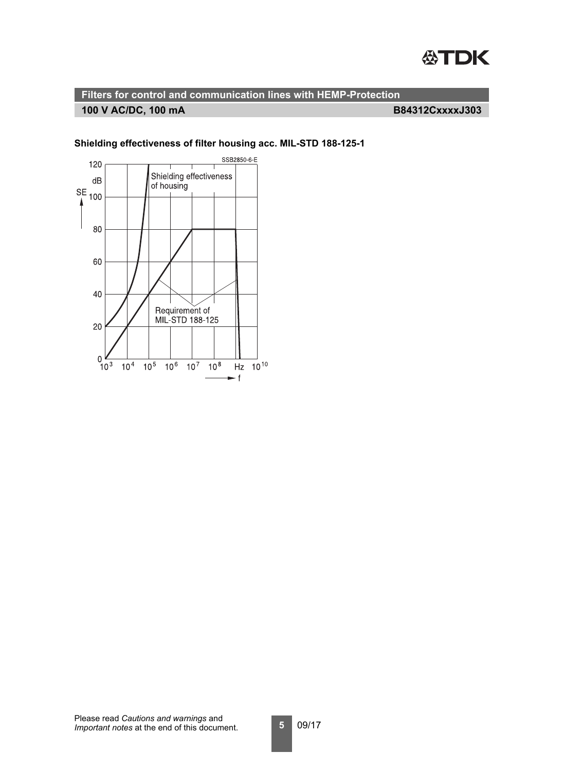## Filters for control and communication lines with HEMP-Protection

**100 V AC/DC, 100 mA** **B84312CxxxxJ303**

**Shielding effectiveness of filter housing acc. MIL-STD 188-125-1**

SSB2850-6-E

Shielding effectiveness of housing

Requirement of MIL-STD 188-125

SE (dB): 0, 20, 40, 60, 80, 100, 120

f (Hz): $10^3$, $10^4$, $10^5$, $10^6$, $10^7$, $10^8$, $10^{10}$

Please read *Cautions and warnings* and *Important notes* at the end of this document.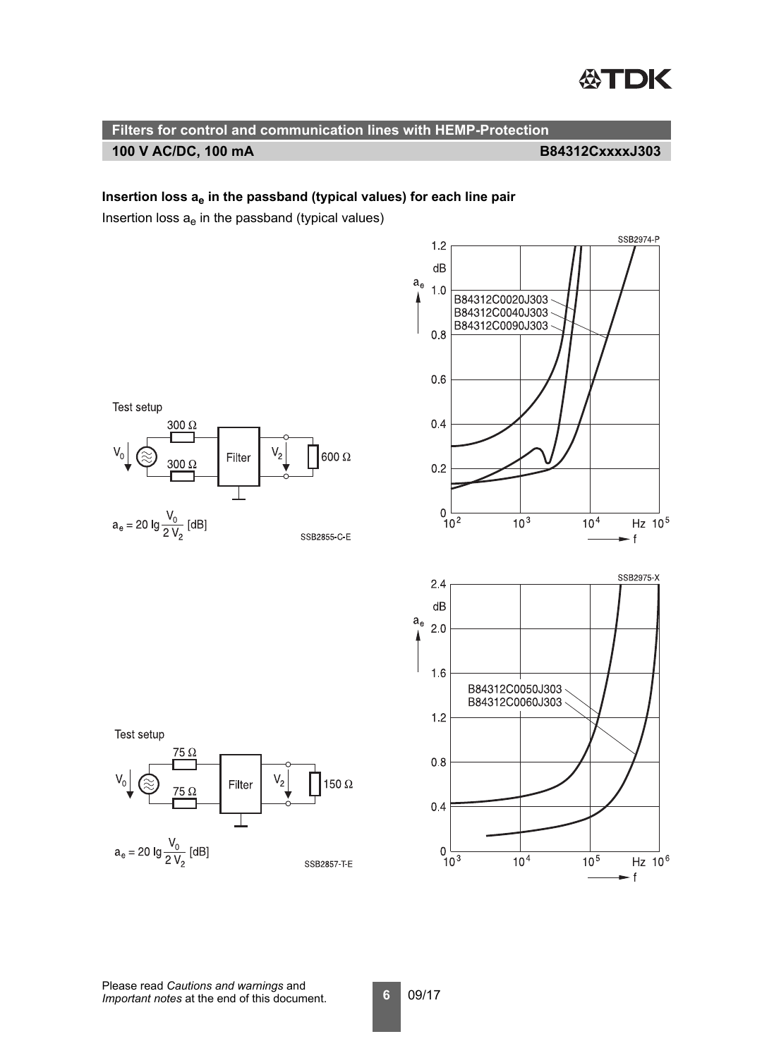## Filters for control and communication lines with HEMP-Protection

**100 V AC/DC, 100 mA** **B84312CxxxxJ303**

### Insertion loss $a_e$ in the passband (typical values) for each line pair

Insertion loss $a_e$ in the passband (typical values)

Test setup

$$a_e = 20 \lg \frac{V_0}{2 V_2} \text{ [dB]}$$

SSB2855-C-E

SSB2974-P

B84312C0020J303
B84312C0040J303
B84312C0090J303

Test setup

$$a_e = 20 \lg \frac{V_0}{2 V_2} \text{ [dB]}$$

SSB2857-T-E

SSB2975-X

B84312C0050J303
B84312C0060J303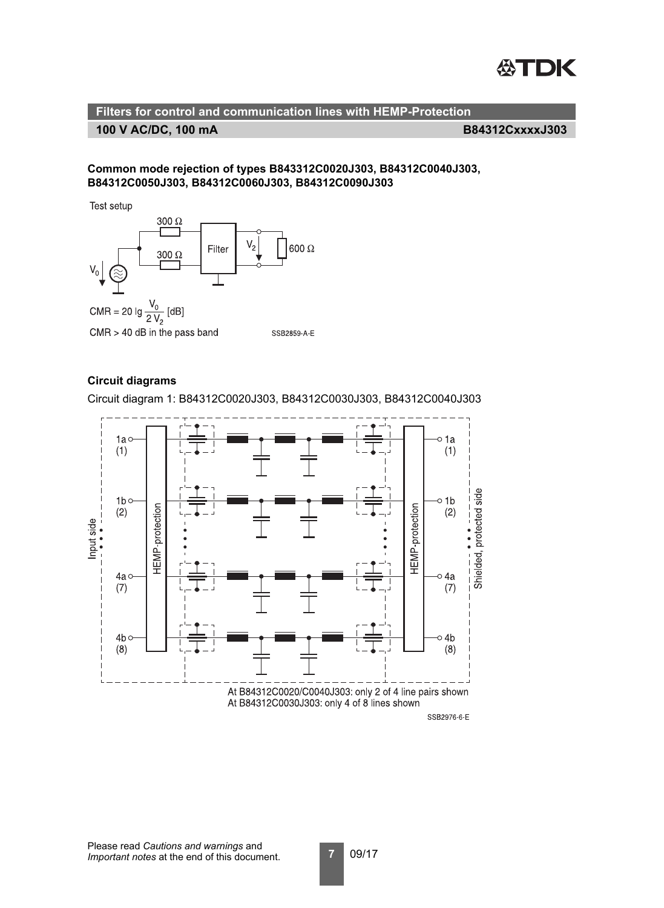**Filters for control and communication lines with HEMP-Protection**

**100 V AC/DC, 100 mA** **B84312CxxxxJ303**

### Common mode rejection of types B843312C0020J303, B84312C0040J303, B84312C0050J303, B84312C0060J303, B84312C0090J303

Test setup

$$CMR = 20 \lg \frac{V_0}{2 V_2} \text{ [dB]}$$

CMR > 40 dB in the pass band

SSB2859-A-E

### Circuit diagrams

Circuit diagram 1: B84312C0020J303, B84312C0030J303, B84312C0040J303

At B84312C0020/C0040J303: only 2 of 4 line pairs shown
At B84312C0030J303: only 4 of 8 lines shown

SSB2976-6-E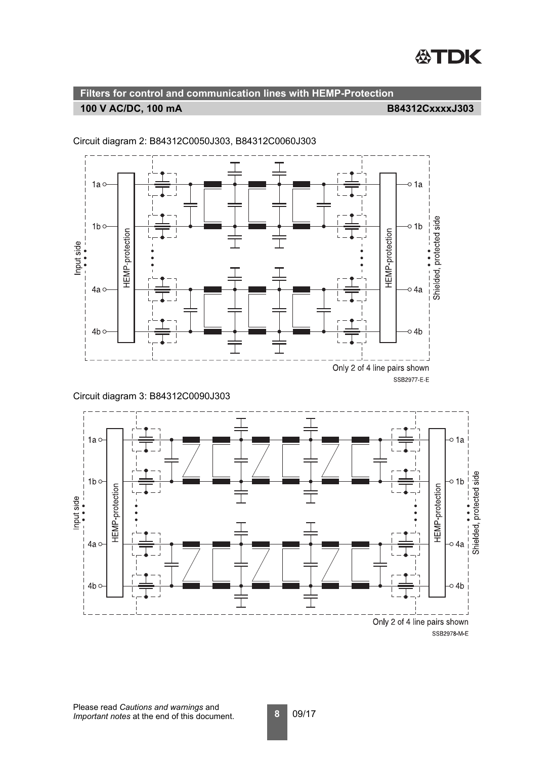Circuit diagram 2: B84312C0050J303, B84312C0060J303

Input side

HEMP-protection

1a
1b
4a
4b

HEMP-protection

Shielded, protected side

Only 2 of 4 line pairs shown

SSB2977-E-E

Circuit diagram 3: B84312C0090J303

Input side

HEMP-protection

1a
1b
4a
4b

HEMP-protection

Shielded, protected side

Only 2 of 4 line pairs shown

SSB2978-M-E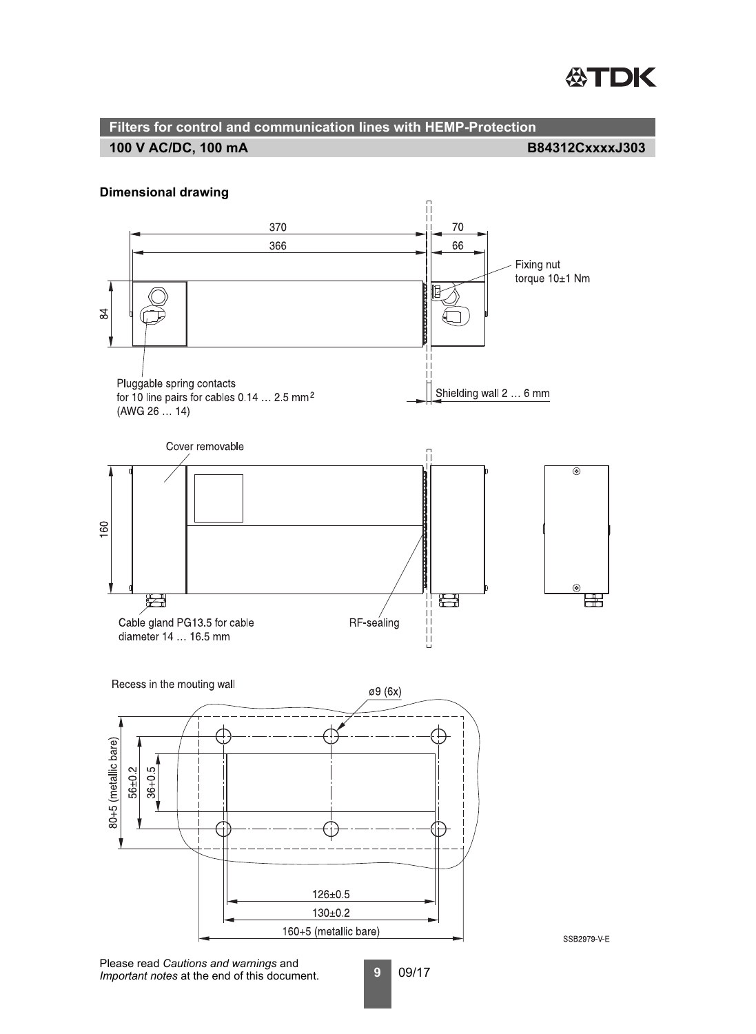## Filters for control and communication lines with HEMP-Protection

**100 V AC/DC, 100 mA** **B84312CxxxxJ303**

### Dimensional drawing

370

366

70

66

84

Fixing nut
torque 10±1 Nm

Pluggable spring contacts
for 10 line pairs for cables 0.14 … 2.5 mm²
(AWG 26 … 14)

Shielding wall 2 … 6 mm

Cover removable

160

Cable gland PG13.5 for cable
diameter 14 … 16.5 mm

RF-sealing

Recess in the mouting wall

ø9 (6x)

80+5 (metallic bare)

56±0.2

36+0.5

126±0.5

130±0.2

160+5 (metallic bare)

SSB2979-V-E

Please read *Cautions and warnings* and
*Important notes* at the end of this document.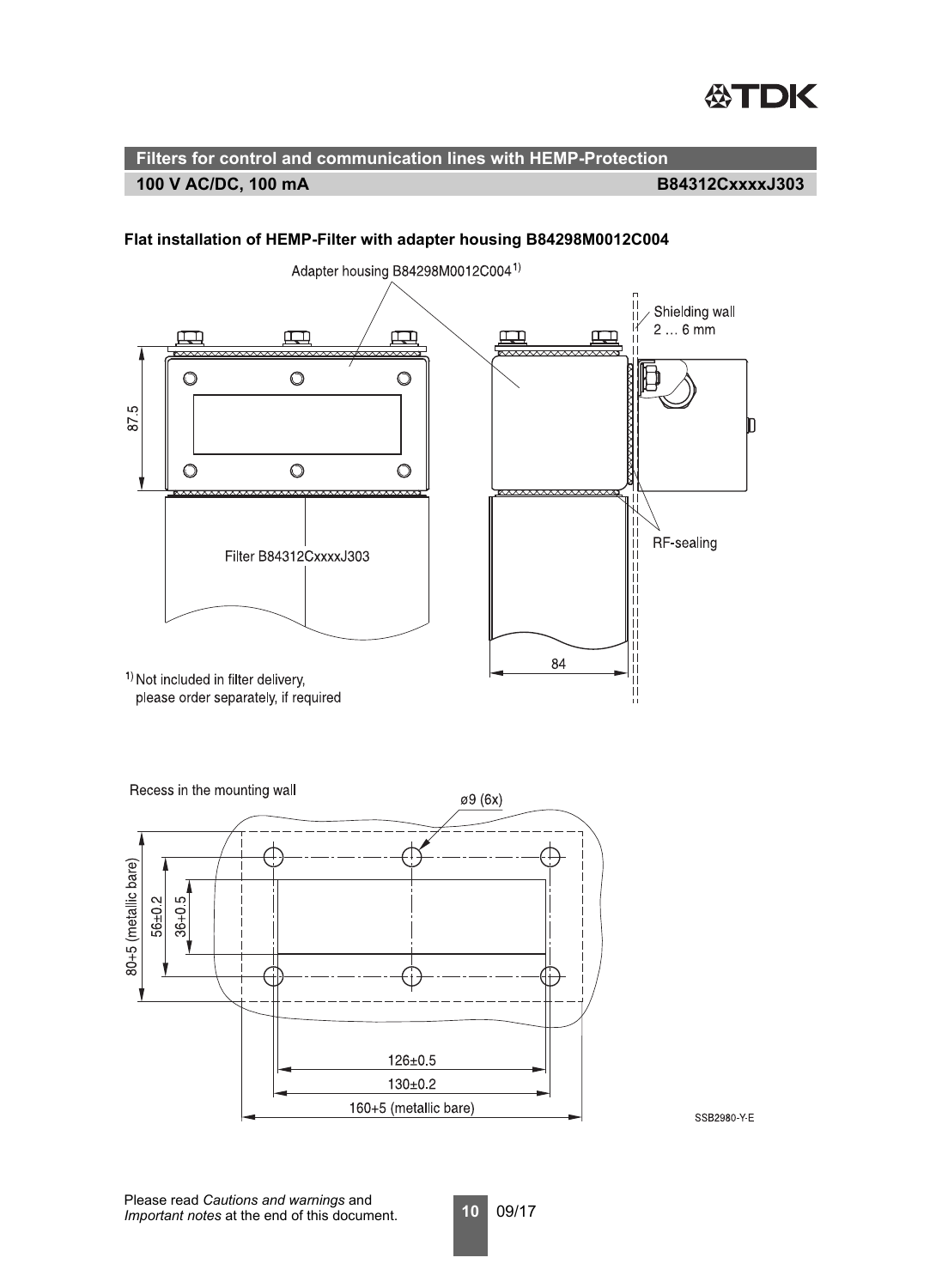## Filters for control and communication lines with HEMP-Protection

**100 V AC/DC, 100 mA** **B84312CxxxxJ303**

### Flat installation of HEMP-Filter with adapter housing B84298M0012C004

Adapter housing B84298M0012C004[1)]

Shielding wall 2 … 6 mm

87.5

Filter B84312CxxxxJ303

RF-sealing

84

[1)] Not included in filter delivery, please order separately, if required

Recess in the mounting wall

ø9 (6x)

80+5 (metallic bare)

56±0.2

36+0.5

126±0.5

130±0.2

160+5 (metallic bare)

SSB2980-Y-E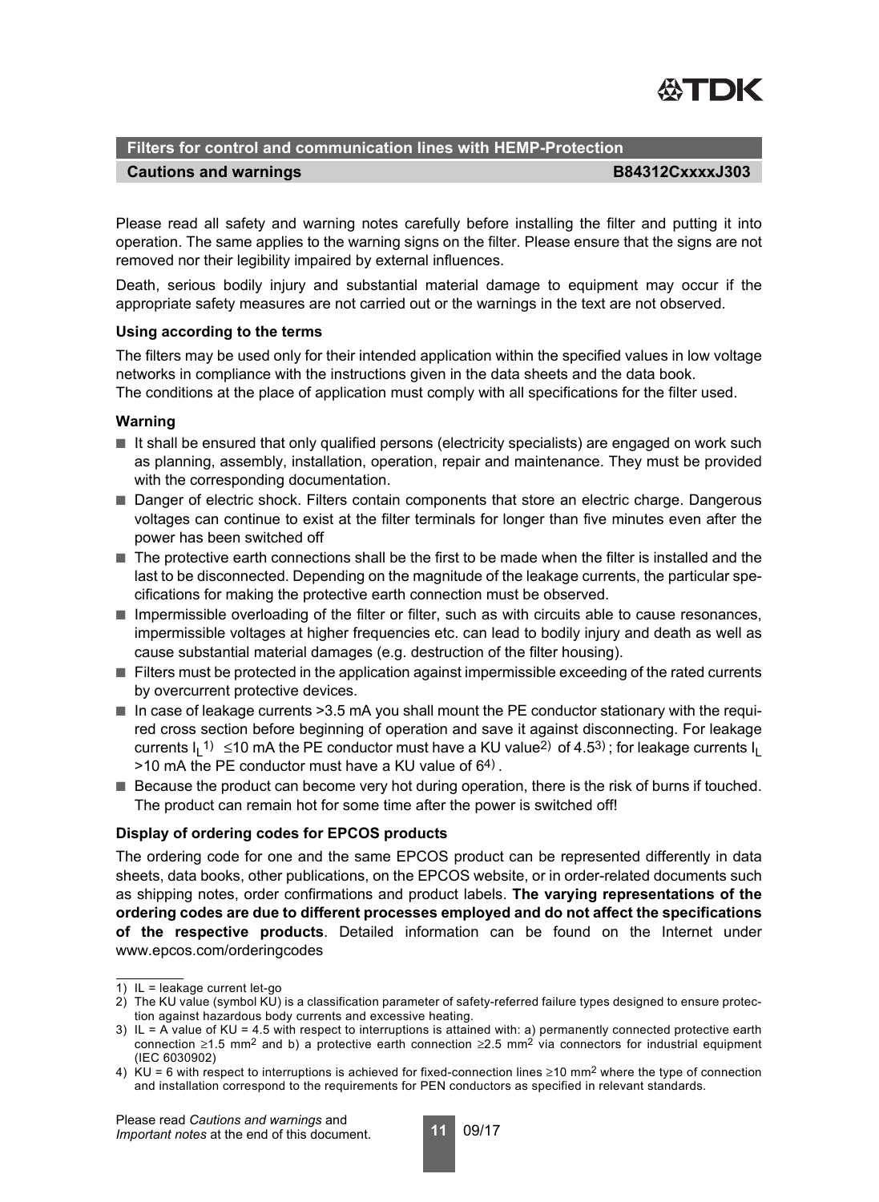## Filters for control and communication lines with HEMP-Protection

**Cautions and warnings** **B84312CxxxxJ303**

Please read all safety and warning notes carefully before installing the filter and putting it into operation. The same applies to the warning signs on the filter. Please ensure that the signs are not removed nor their legibility impaired by external influences.

Death, serious bodily injury and substantial material damage to equipment may occur if the appropriate safety measures are not carried out or the warnings in the text are not observed.

### Using according to the terms

The filters may be used only for their intended application within the specified values in low voltage networks in compliance with the instructions given in the data sheets and the data book.
The conditions at the place of application must comply with all specifications for the filter used.

### Warning

- It shall be ensured that only qualified persons (electricity specialists) are engaged on work such as planning, assembly, installation, operation, repair and maintenance. They must be provided with the corresponding documentation.
- Danger of electric shock. Filters contain components that store an electric charge. Dangerous voltages can continue to exist at the filter terminals for longer than five minutes even after the power has been switched off
- The protective earth connections shall be the first to be made when the filter is installed and the last to be disconnected. Depending on the magnitude of the leakage currents, the particular specifications for making the protective earth connection must be observed.
- Impermissible overloading of the filter or filter, such as with circuits able to cause resonances, impermissible voltages at higher frequencies etc. can lead to bodily injury and death as well as cause substantial material damages (e.g. destruction of the filter housing).
- Filters must be protected in the application against impermissible exceeding of the rated currents by overcurrent protective devices.
- In case of leakage currents >3.5 mA you shall mount the PE conductor stationary with the required cross section before beginning of operation and save it against disconnecting. For leakage currents $I_L$[1] ≤10 mA the PE conductor must have a KU value[2] of 4.5[3]; for leakage currents $I_L$ >10 mA the PE conductor must have a KU value of 6[4].
- Because the product can become very hot during operation, there is the risk of burns if touched. The product can remain hot for some time after the power is switched off!

### Display of ordering codes for EPCOS products

The ordering code for one and the same EPCOS product can be represented differently in data sheets, data books, other publications, on the EPCOS website, or in order-related documents such as shipping notes, order confirmations and product labels. **The varying representations of the ordering codes are due to different processes employed and do not affect the specifications of the respective products**. Detailed information can be found on the Internet under www.epcos.com/orderingcodes

---

1) IL = leakage current let-go
2) The KU value (symbol KU) is a classification parameter of safety-referred failure types designed to ensure protection against hazardous body currents and excessive heating.
3) IL = A value of KU = 4.5 with respect to interruptions is attained with: a) permanently connected protective earth connection ≥1.5 $mm^2$ and b) a protective earth connection ≥2.5 $mm^2$ via connectors for industrial equipment (IEC 6030902)
4) KU = 6 with respect to interruptions is achieved for fixed-connection lines ≥10 $mm^2$ where the type of connection and installation correspond to the requirements for PEN conductors as specified in relevant standards.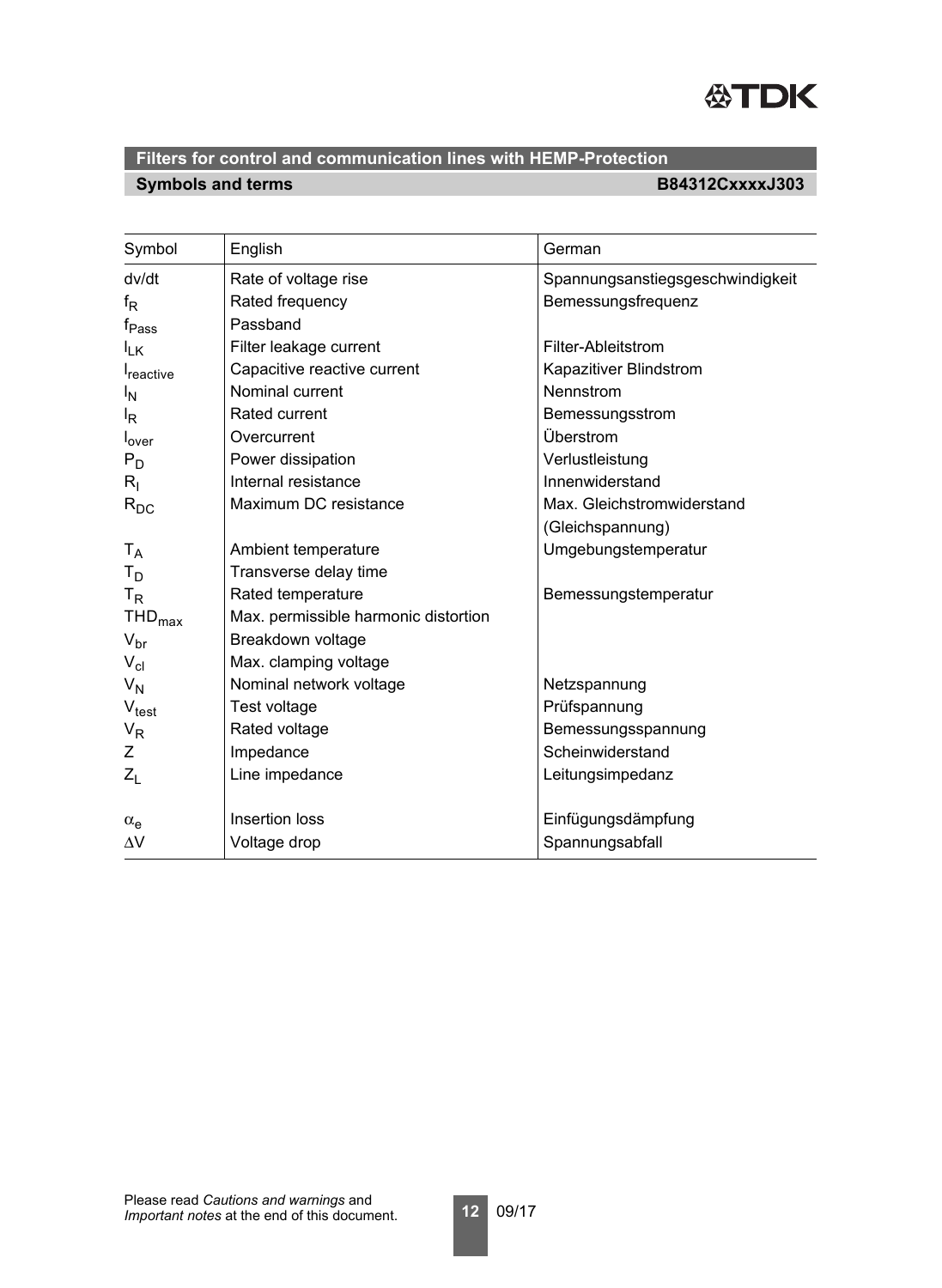## Filters for control and communication lines with HEMP-Protection

**Symbols and terms** **B84312CxxxxJ303**

| Symbol | English | German |
|---|---|---|
| dv/dt | Rate of voltage rise | Spannungsanstiegsgeschwindigkeit |
| $f_R$ | Rated frequency | Bemessungsfrequenz |
| $f_{Pass}$ | Passband | |
| $I_{LK}$ | Filter leakage current | Filter-Ableitstrom |
| $I_{reactive}$ | Capacitive reactive current | Kapazitiver Blindstrom |
| $I_N$ | Nominal current | Nennstrom |
| $I_R$ | Rated current | Bemessungsstrom |
| $I_{over}$ | Overcurrent | Überstrom |
| $P_D$ | Power dissipation | Verlustleistung |
| $R_I$ | Internal resistance | Innenwiderstand |
| $R_{DC}$ | Maximum DC resistance | Max. Gleichstromwiderstand (Gleichspannung) |
| $T_A$ | Ambient temperature | Umgebungstemperatur |
| $T_D$ | Transverse delay time | |
| $T_R$ | Rated temperature | Bemessungstemperatur |
| $THD_{max}$ | Max. permissible harmonic distortion | |
| $V_{br}$ | Breakdown voltage | |
| $V_{cl}$ | Max. clamping voltage | |
| $V_N$ | Nominal network voltage | Netzspannung |
| $V_{test}$ | Test voltage | Prüfspannung |
| $V_R$ | Rated voltage | Bemessungsspannung |
| Z | Impedance | Scheinwiderstand |
| $Z_L$ | Line impedance | Leitungsimpedanz |
| $\alpha_e$ | Insertion loss | Einfügungsdämpfung |
| $\Delta V$ | Voltage drop | Spannungsabfall |

Please read *Cautions and warnings* and *Important notes* at the end of this document.

09/17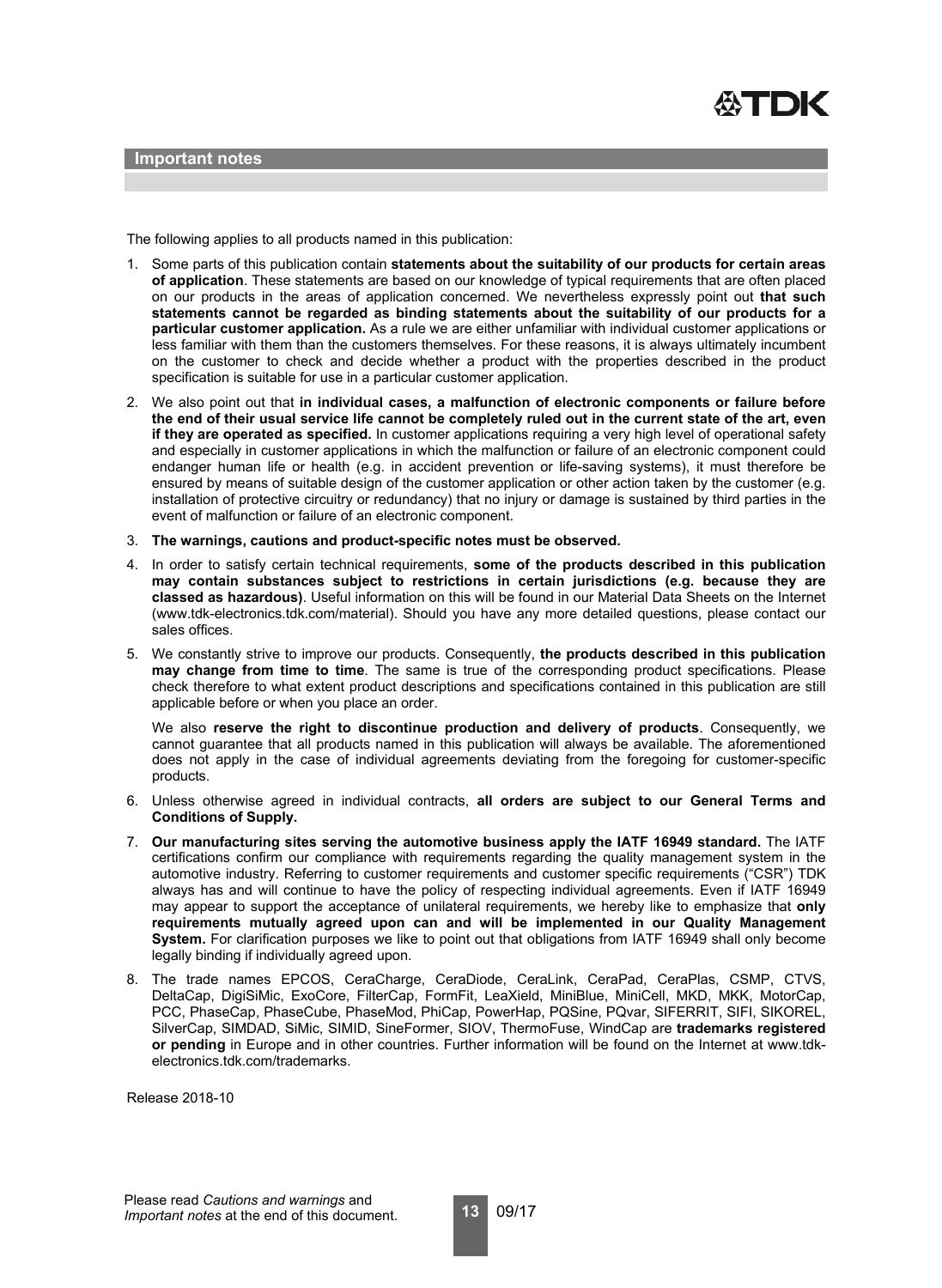## Important notes

The following applies to all products named in this publication:

1. Some parts of this publication contain **statements about the suitability of our products for certain areas of application**. These statements are based on our knowledge of typical requirements that are often placed on our products in the areas of application concerned. We nevertheless expressly point out **that such statements cannot be regarded as binding statements about the suitability of our products for a particular customer application.** As a rule we are either unfamiliar with individual customer applications or less familiar with them than the customers themselves. For these reasons, it is always ultimately incumbent on the customer to check and decide whether a product with the properties described in the product specification is suitable for use in a particular customer application.
2. We also point out that **in individual cases, a malfunction of electronic components or failure before the end of their usual service life cannot be completely ruled out in the current state of the art, even if they are operated as specified.** In customer applications requiring a very high level of operational safety and especially in customer applications in which the malfunction or failure of an electronic component could endanger human life or health (e.g. in accident prevention or life-saving systems), it must therefore be ensured by means of suitable design of the customer application or other action taken by the customer (e.g. installation of protective circuitry or redundancy) that no injury or damage is sustained by third parties in the event of malfunction or failure of an electronic component.
3. **The warnings, cautions and product-specific notes must be observed.**
4. In order to satisfy certain technical requirements, **some of the products described in this publication may contain substances subject to restrictions in certain jurisdictions (e.g. because they are classed as hazardous)**. Useful information on this will be found in our Material Data Sheets on the Internet (www.tdk-electronics.tdk.com/material). Should you have any more detailed questions, please contact our sales offices.
5. We constantly strive to improve our products. Consequently, **the products described in this publication may change from time to time**. The same is true of the corresponding product specifications. Please check therefore to what extent product descriptions and specifications contained in this publication are still applicable before or when you place an order.

   We also **reserve the right to discontinue production and delivery of products**. Consequently, we cannot guarantee that all products named in this publication will always be available. The aforementioned does not apply in the case of individual agreements deviating from the foregoing for customer-specific products.
6. Unless otherwise agreed in individual contracts, **all orders are subject to our General Terms and Conditions of Supply.**
7. **Our manufacturing sites serving the automotive business apply the IATF 16949 standard.** The IATF certifications confirm our compliance with requirements regarding the quality management system in the automotive industry. Referring to customer requirements and customer specific requirements ("CSR") TDK always has and will continue to have the policy of respecting individual agreements. Even if IATF 16949 may appear to support the acceptance of unilateral requirements, we hereby like to emphasize that **only requirements mutually agreed upon can and will be implemented in our Quality Management System.** For clarification purposes we like to point out that obligations from IATF 16949 shall only become legally binding if individually agreed upon.
8. The trade names EPCOS, CeraCharge, CeraDiode, CeraLink, CeraPad, CeraPlas, CSMP, CTVS, DeltaCap, DigiSiMic, ExoCore, FilterCap, FormFit, LeaXield, MiniBlue, MiniCell, MKD, MKK, MotorCap, PCC, PhaseCap, PhaseCube, PhaseMod, PhiCap, PowerHap, PQSine, PQvar, SIFERRIT, SIFI, SIKOREL, SilverCap, SIMDAD, SiMic, SIMID, SineFormer, SIOV, ThermoFuse, WindCap are **trademarks registered or pending** in Europe and in other countries. Further information will be found on the Internet at www.tdk-electronics.tdk.com/trademarks.

Release 2018-10